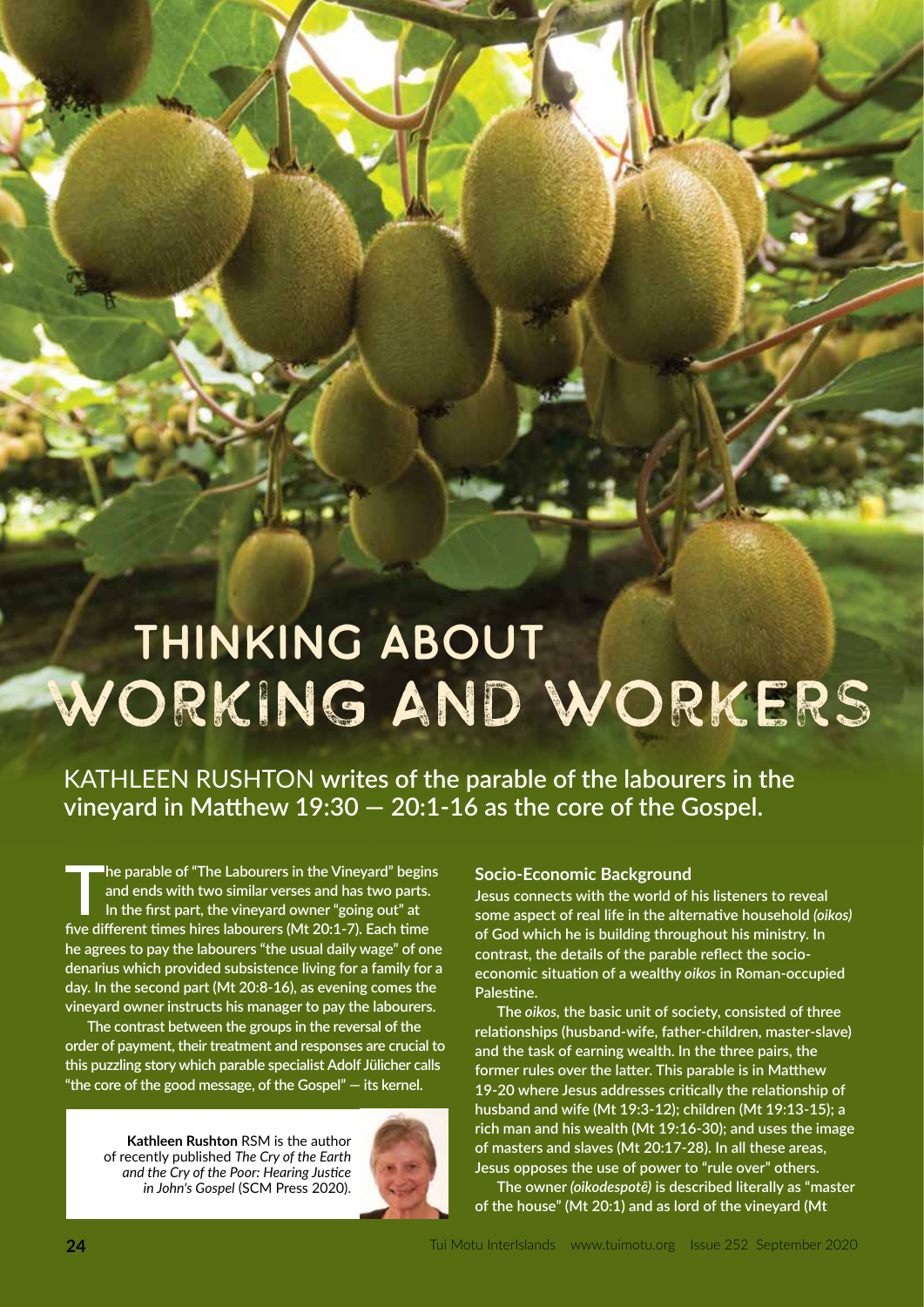# THINKING ABOUT WORKING AND WORKERS

**KATHLEEN RUSHTON writes of the parable of the labourers in the vineyard in Matthew 19:30 — 20:1-16 as the core of the Gospel.**

The parable of "The Labourers in the Vineyard" begins and ends with two similar verses and has two parts. In the first part, the vineyard owner "going out" at five different times hires labourers (Mt 20:1-7). Each time he agrees to pay the labourers "the usual daily wage" of one denarius which provided subsistence living for a family for a day. In the second part (Mt 20:8-16), as evening comes the vineyard owner instructs his manager to pay the labourers.

The contrast between the groups in the reversal of the order of payment, their treatment and responses are crucial to this puzzling story which parable specialist Adolf Jülicher calls "the core of the good message, of the Gospel" — its kernel.

**Kathleen Rushton** RSM is the author of recently published *The Cry of the Earth and the Cry of the Poor: Hearing Justice in John's Gospel* (SCM Press 2020).

## Socio-Economic Background

Jesus connects with the world of his listeners to reveal some aspect of real life in the alternative household *(oikos)* of God which he is building throughout his ministry. In contrast, the details of the parable reflect the socio-economic situation of a wealthy *oikos* in Roman-occupied Palestine.

The *oikos*, the basic unit of society, consisted of three relationships (husband-wife, father-children, master-slave) and the task of earning wealth. In the three pairs, the former rules over the latter. This parable is in Matthew 19-20 where Jesus addresses critically the relationship of husband and wife (Mt 19:3-12); children (Mt 19:13-15); a rich man and his wealth (Mt 19:16-30); and uses the image of masters and slaves (Mt 20:17-28). In all these areas, Jesus opposes the use of power to "rule over" others.

The owner *(oikodespotē)* is described literally as "master of the house" (Mt 20:1) and as lord of the vineyard (Mt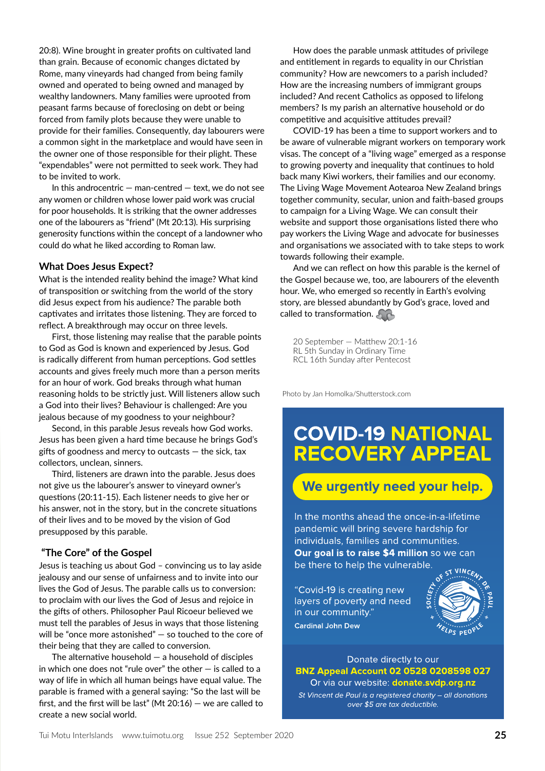20:8). Wine brought in greater profits on cultivated land than grain. Because of economic changes dictated by Rome, many vineyards had changed from being family owned and operated to being owned and managed by wealthy landowners. Many families were uprooted from peasant farms because of foreclosing on debt or being forced from family plots because they were unable to provide for their families. Consequently, day labourers were a common sight in the marketplace and would have seen in the owner one of those responsible for their plight. These "expendables" were not permitted to seek work. They had to be invited to work.

In this androcentric — man-centred — text, we do not see any women or children whose lower paid work was crucial for poor households. It is striking that the owner addresses one of the labourers as "friend" (Mt 20:13). His surprising generosity functions within the concept of a landowner who could do what he liked according to Roman law.

### What Does Jesus Expect?

What is the intended reality behind the image? What kind of transposition or switching from the world of the story did Jesus expect from his audience? The parable both captivates and irritates those listening. They are forced to reflect. A breakthrough may occur on three levels.

First, those listening may realise that the parable points to God as God is known and experienced by Jesus. God is radically different from human perceptions. God settles accounts and gives freely much more than a person merits for an hour of work. God breaks through what human reasoning holds to be strictly just. Will listeners allow such a God into their lives? Behaviour is challenged: Are you jealous because of my goodness to your neighbour?

Second, in this parable Jesus reveals how God works. Jesus has been given a hard time because he brings God's gifts of goodness and mercy to outcasts — the sick, tax collectors, unclean, sinners.

Third, listeners are drawn into the parable. Jesus does not give us the labourer's answer to vineyard owner's questions (20:11-15). Each listener needs to give her or his answer, not in the story, but in the concrete situations of their lives and to be moved by the vision of God presupposed by this parable.

### "The Core" of the Gospel

Jesus is teaching us about God – convincing us to lay aside jealousy and our sense of unfairness and to invite into our lives the God of Jesus. The parable calls us to conversion: to proclaim with our lives the God of Jesus and rejoice in the gifts of others. Philosopher Paul Ricoeur believed we must tell the parables of Jesus in ways that those listening will be "once more astonished" — so touched to the core of their being that they are called to conversion.

The alternative household — a household of disciples in which one does not "rule over" the other — is called to a way of life in which all human beings have equal value. The parable is framed with a general saying: "So the last will be first, and the first will be last" (Mt 20:16) — we are called to create a new social world.

How does the parable unmask attitudes of privilege and entitlement in regards to equality in our Christian community? How are newcomers to a parish included? How are the increasing numbers of immigrant groups included? And recent Catholics as opposed to lifelong members? Is my parish an alternative household or do competitive and acquisitive attitudes prevail?

COVID-19 has been a time to support workers and to be aware of vulnerable migrant workers on temporary work visas. The concept of a "living wage" emerged as a response to growing poverty and inequality that continues to hold back many Kiwi workers, their families and our economy. The Living Wage Movement Aotearoa New Zealand brings together community, secular, union and faith-based groups to campaign for a Living Wage. We can consult their website and support those organisations listed there who pay workers the Living Wage and advocate for businesses and organisations we associated with to take steps to work towards following their example.

And we can reflect on how this parable is the kernel of the Gospel because we, too, are labourers of the eleventh hour. We, who emerged so recently in Earth's evolving story, are blessed abundantly by God's grace, loved and called to transformation.

20 September — Matthew 20:1-16
RL 5th Sunday in Ordinary Time
RCL 16th Sunday after Pentecost

Photo by Jan Homolka/Shutterstock.com

## COVID-19 NATIONAL RECOVERY APPEAL

**We urgently need your help.**

In the months ahead the once-in-a-lifetime pandemic will bring severe hardship for individuals, families and communities. **Our goal is to raise $4 million** so we can be there to help the vulnerable.

"Covid-19 is creating new layers of poverty and need in our community."
**Cardinal John Dew**

SOCIETY OF ST VINCENT DE PAUL — HELPS PEOPLE

Donate directly to our
**BNZ Appeal Account 02 0528 0208598 027**
Or via our website: **donate.svdp.org.nz**

*St Vincent de Paul is a registered charity – all donations over $5 are tax deductible.*